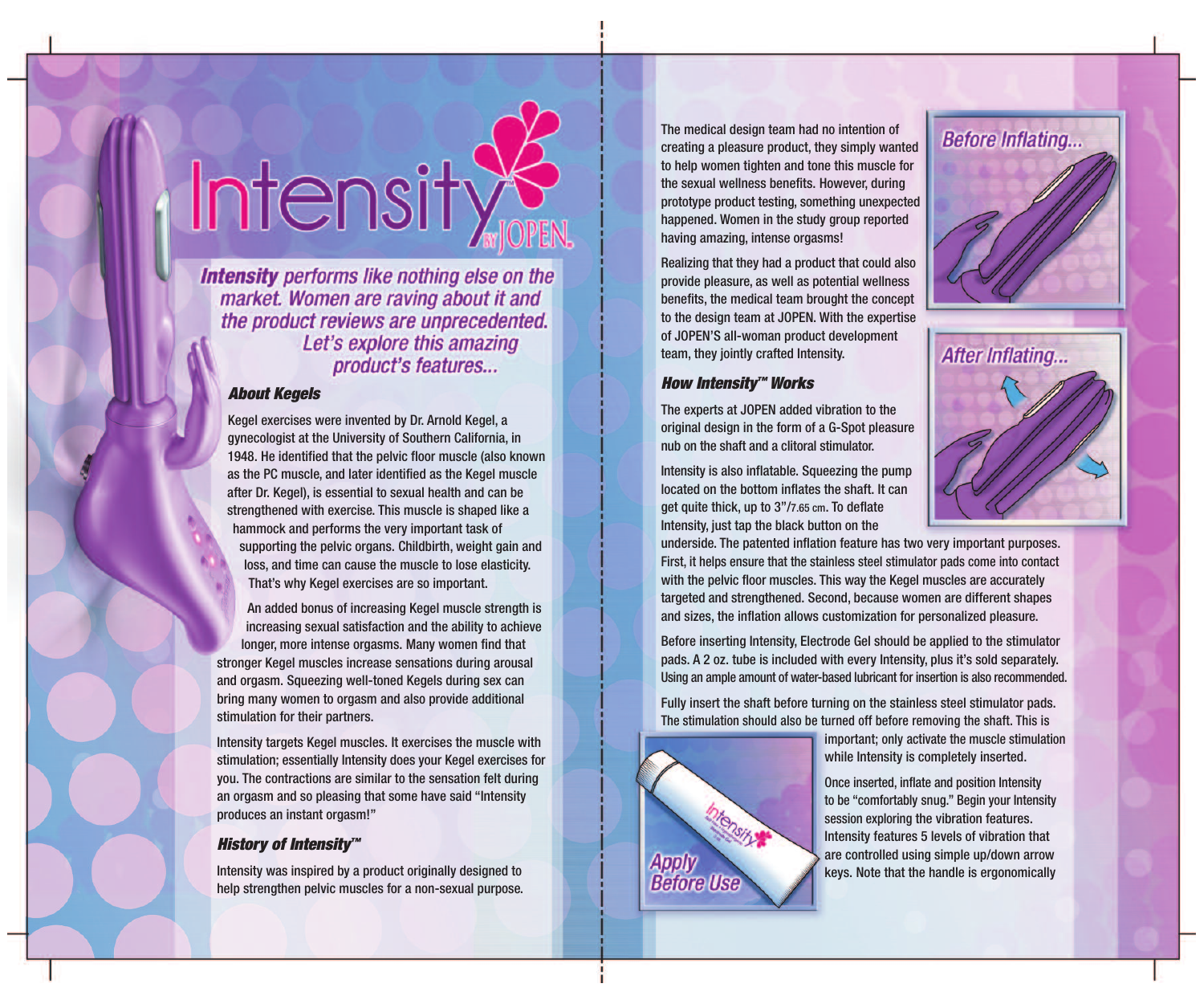# Intensity BY JOPEN™

***Intensity** performs like nothing else on the market. Women are raving about it and the product reviews are unprecedented. Let's explore this amazing product's features...*

### *About Kegels*

Kegel exercises were invented by Dr. Arnold Kegel, a gynecologist at the University of Southern California, in 1948. He identified that the pelvic floor muscle (also known as the PC muscle, and later identified as the Kegel muscle after Dr. Kegel), is essential to sexual health and can be strengthened with exercise. This muscle is shaped like a hammock and performs the very important task of supporting the pelvic organs. Childbirth, weight gain and loss, and time can cause the muscle to lose elasticity. That's why Kegel exercises are so important.

An added bonus of increasing Kegel muscle strength is increasing sexual satisfaction and the ability to achieve longer, more intense orgasms. Many women find that stronger Kegel muscles increase sensations during arousal and orgasm. Squeezing well-toned Kegels during sex can bring many women to orgasm and also provide additional stimulation for their partners.

Intensity targets Kegel muscles. It exercises the muscle with stimulation; essentially Intensity does your Kegel exercises for you. The contractions are similar to the sensation felt during an orgasm and so pleasing that some have said "Intensity produces an instant orgasm!"

### *History of Intensity™*

Intensity was inspired by a product originally designed to help strengthen pelvic muscles for a non-sexual purpose.

The medical design team had no intention of creating a pleasure product, they simply wanted to help women tighten and tone this muscle for the sexual wellness benefits. However, during prototype product testing, something unexpected happened. Women in the study group reported having amazing, intense orgasms!

Realizing that they had a product that could also provide pleasure, as well as potential wellness benefits, the medical team brought the concept to the design team at JOPEN. With the expertise of JOPEN'S all-woman product development team, they jointly crafted Intensity.

*Before Inflating...*

*After Inflating...*

### *How Intensity™ Works*

The experts at JOPEN added vibration to the original design in the form of a G-Spot pleasure nub on the shaft and a clitoral stimulator.

Intensity is also inflatable. Squeezing the pump located on the bottom inflates the shaft. It can get quite thick, up to 3"/7.65 cm. To deflate Intensity, just tap the black button on the underside. The patented inflation feature has two very important purposes. First, it helps ensure that the stainless steel stimulator pads come into contact with the pelvic floor muscles. This way the Kegel muscles are accurately targeted and strengthened. Second, because women are different shapes and sizes, the inflation allows customization for personalized pleasure.

Before inserting Intensity, Electrode Gel should be applied to the stimulator pads. A 2 oz. tube is included with every Intensity, plus it's sold separately. Using an ample amount of water-based lubricant for insertion is also recommended.

Fully insert the shaft before turning on the stainless steel stimulator pads. The stimulation should also be turned off before removing the shaft. This is important; only activate the muscle stimulation while Intensity is completely inserted.

*Apply Before Use*

Once inserted, inflate and position Intensity to be "comfortably snug." Begin your Intensity session exploring the vibration features. Intensity features 5 levels of vibration that are controlled using simple up/down arrow keys. Note that the handle is ergonomically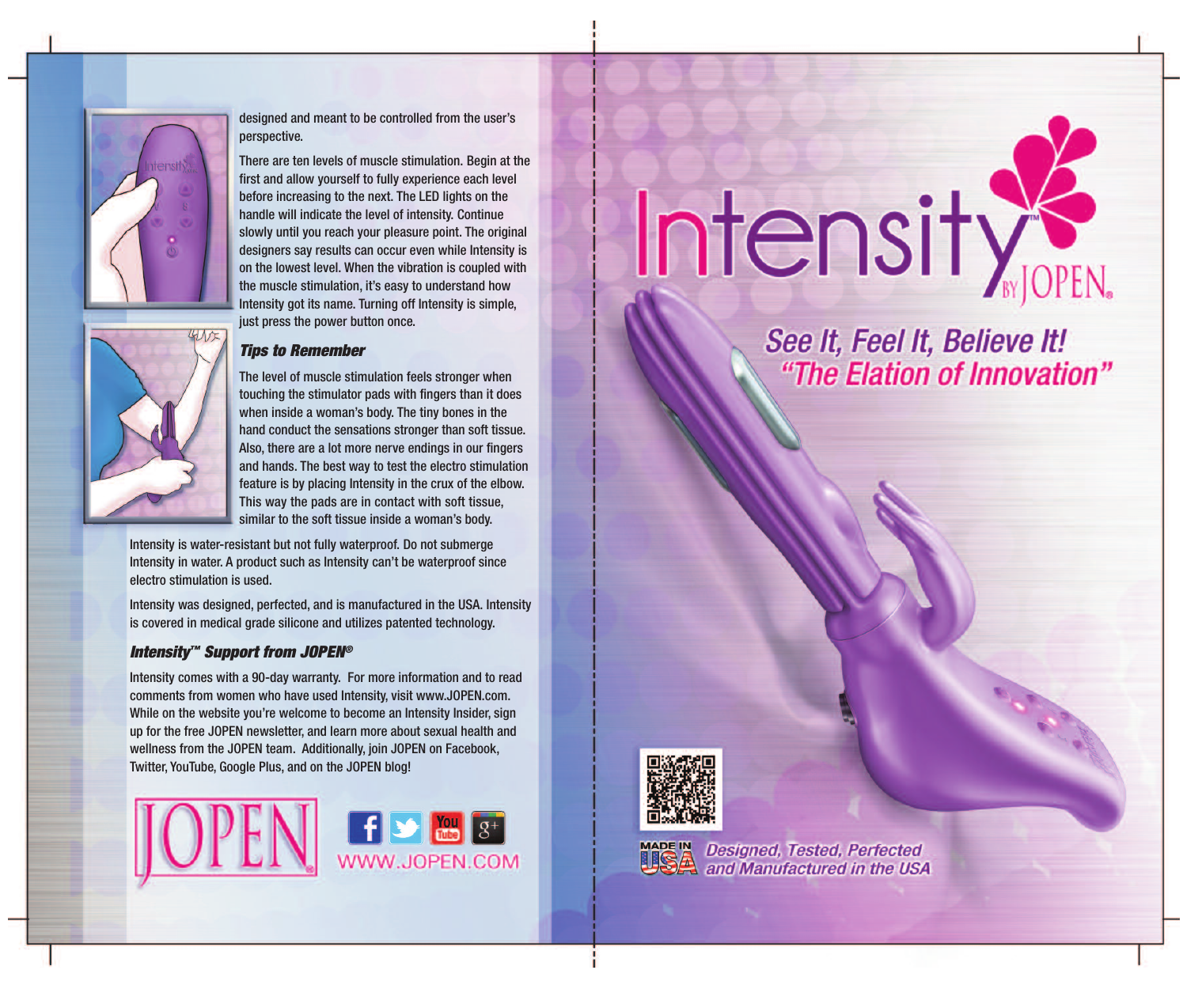designed and meant to be controlled from the user's perspective.

There are ten levels of muscle stimulation. Begin at the first and allow yourself to fully experience each level before increasing to the next. The LED lights on the handle will indicate the level of intensity. Continue slowly until you reach your pleasure point. The original designers say results can occur even while Intensity is on the lowest level. When the vibration is coupled with the muscle stimulation, it's easy to understand how Intensity got its name. Turning off Intensity is simple, just press the power button once.

### *Tips to Remember*

The level of muscle stimulation feels stronger when touching the stimulator pads with fingers than it does when inside a woman's body. The tiny bones in the hand conduct the sensations stronger than soft tissue. Also, there are a lot more nerve endings in our fingers and hands. The best way to test the electro stimulation feature is by placing Intensity in the crux of the elbow. This way the pads are in contact with soft tissue, similar to the soft tissue inside a woman's body.

Intensity is water-resistant but not fully waterproof. Do not submerge Intensity in water. A product such as Intensity can't be waterproof since electro stimulation is used.

Intensity was designed, perfected, and is manufactured in the USA. Intensity is covered in medical grade silicone and utilizes patented technology.

### *Intensity™ Support from JOPEN®*

Intensity comes with a 90-day warranty. For more information and to read comments from women who have used Intensity, visit www.JOPEN.com. While on the website you're welcome to become an Intensity Insider, sign up for the free JOPEN newsletter, and learn more about sexual health and wellness from the JOPEN team. Additionally, join JOPEN on Facebook, Twitter, YouTube, Google Plus, and on the JOPEN blog!

JOPEN®

WWW.JOPEN.COM

# Intensity™ BY JOPEN®

## *See It, Feel It, Believe It!*
## *"The Elation of Innovation"*

MADE IN USA

*Designed, Tested, Perfected and Manufactured in the USA*